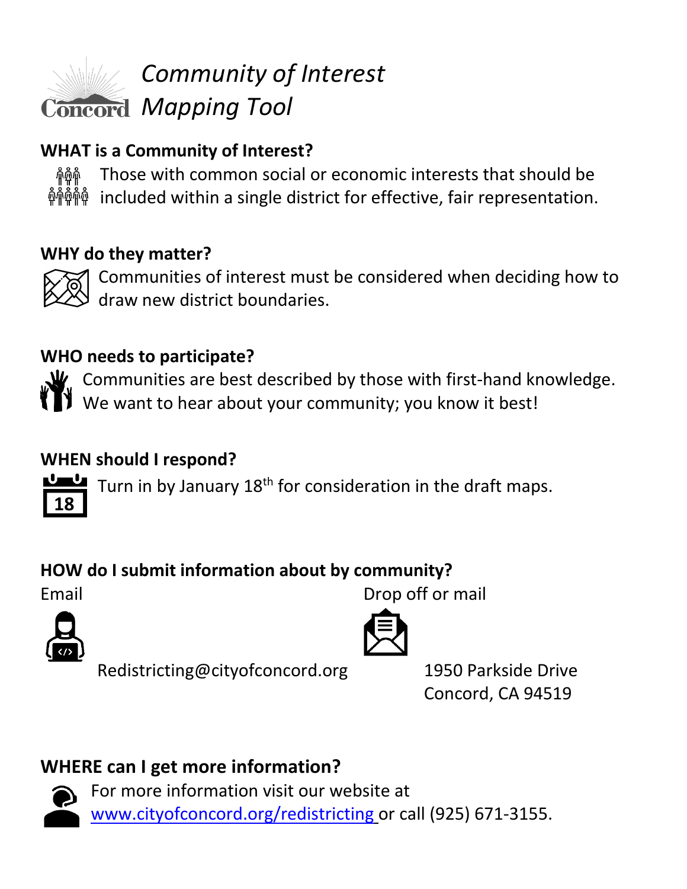# *Community of Interest Mapping Tool*

Concord

### WHAT is a Community of Interest?

Those with common social or economic interests that should be included within a single district for effective, fair representation.

### WHY do they matter?

Communities of interest must be considered when deciding how to draw new district boundaries.

### WHO needs to participate?

Communities are best described by those with first-hand knowledge. We want to hear about your community; you know it best!

### WHEN should I respond?

Turn in by January 18th for consideration in the draft maps.

### HOW do I submit information about by community?

Email

Redistricting@cityofconcord.org

Drop off or mail

1950 Parkside Drive
Concord, CA 94519

### WHERE can I get more information?

For more information visit our website at [www.cityofconcord.org/redistricting](http://www.cityofconcord.org/redistricting) or call (925) 671-3155.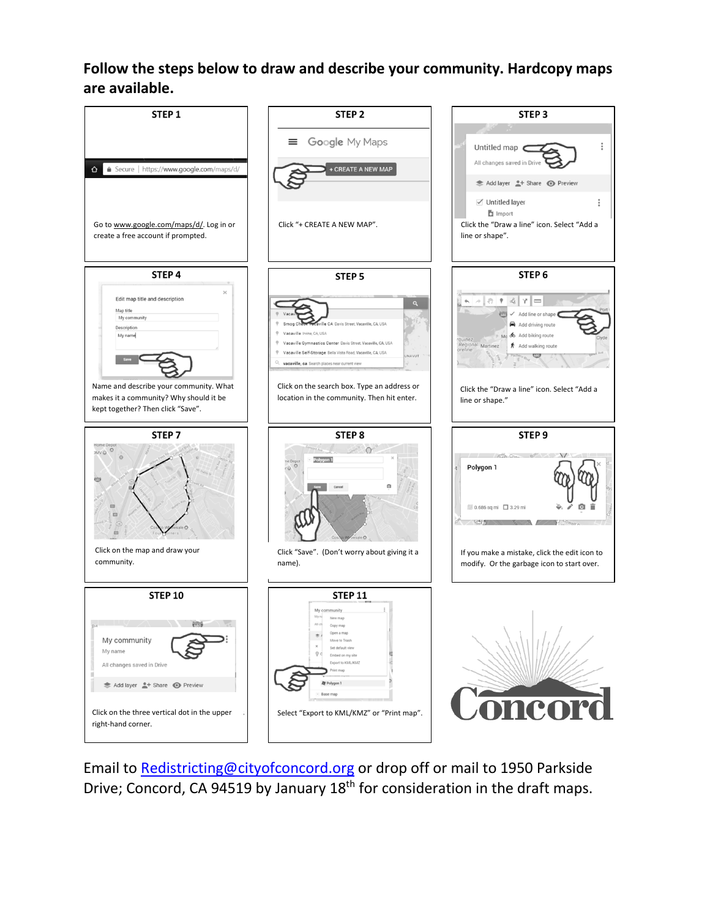**Follow the steps below to draw and describe your community. Hardcopy maps are available.**

**STEP 1**

Go to www.google.com/maps/d/. Log in or create a free account if prompted.

**STEP 2**

Click "+ CREATE A NEW MAP".

**STEP 3**

Click the "Draw a line" icon. Select "Add a line or shape".

**STEP 4**

Name and describe your community. What makes it a community? Why should it be kept together? Then click "Save".

**STEP 5**

Click on the search box. Type an address or location in the community. Then hit enter.

**STEP 6**

Click the "Draw a line" icon. Select "Add a line or shape."

**STEP 7**

Click on the map and draw your community.

**STEP 8**

Click "Save". (Don't worry about giving it a name).

**STEP 9**

If you make a mistake, click the edit icon to modify. Or the garbage icon to start over.

**STEP 10**

Click on the three vertical dot in the upper right-hand corner.

**STEP 11**

Select "Export to KML/KMZ" or "Print map".

Concord

Email to Redistricting@cityofconcord.org or drop off or mail to 1950 Parkside Drive; Concord, CA 94519 by January 18th for consideration in the draft maps.